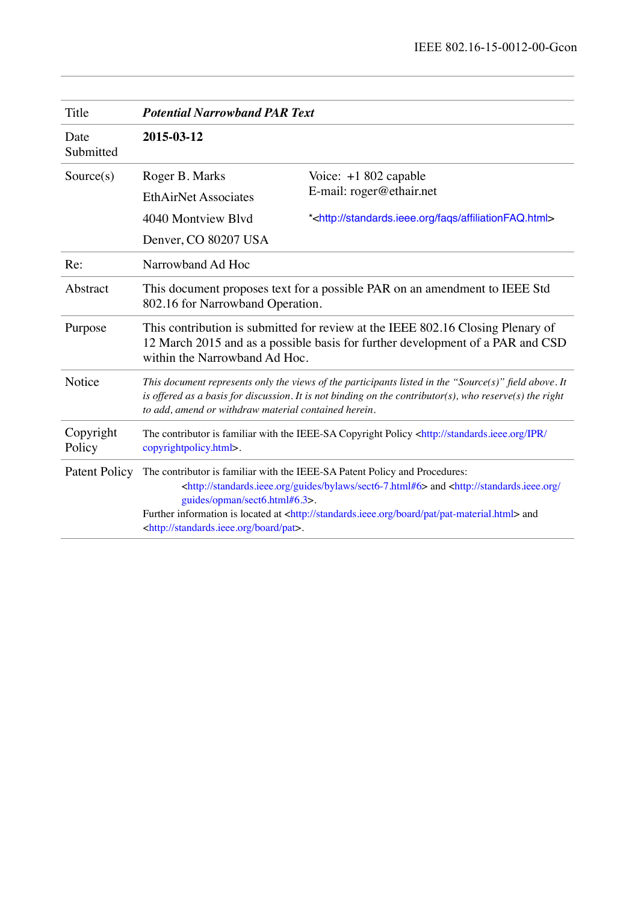| | | |
|---|---|---|
| Title | ***Potential Narrowband PAR Text*** | |
| Date Submitted | **2015-03-12** | |
| Source(s) | Roger B. Marks<br>EthAirNet Associates<br>4040 Montview Blvd<br>Denver, CO 80207 USA | Voice: +1 802 capable<br>E-mail: roger@ethair.net<br><br>*<http://standards.ieee.org/faqs/affiliationFAQ.html> |
| Re: | Narrowband Ad Hoc | |
| Abstract | This document proposes text for a possible PAR on an amendment to IEEE Std 802.16 for Narrowband Operation. | |
| Purpose | This contribution is submitted for review at the IEEE 802.16 Closing Plenary of 12 March 2015 and as a possible basis for further development of a PAR and CSD within the Narrowband Ad Hoc. | |
| Notice | *This document represents only the views of the participants listed in the "Source(s)" field above. It is offered as a basis for discussion. It is not binding on the contributor(s), who reserve(s) the right to add, amend or withdraw material contained herein.* | |
| Copyright Policy | The contributor is familiar with the IEEE-SA Copyright Policy <http://standards.ieee.org/IPR/copyrightpolicy.html>. | |
| Patent Policy | The contributor is familiar with the IEEE-SA Patent Policy and Procedures: <http://standards.ieee.org/guides/bylaws/sect6-7.html#6> and <http://standards.ieee.org/guides/opman/sect6.html#6.3>.<br>Further information is located at <http://standards.ieee.org/board/pat/pat-material.html> and <http://standards.ieee.org/board/pat>. | |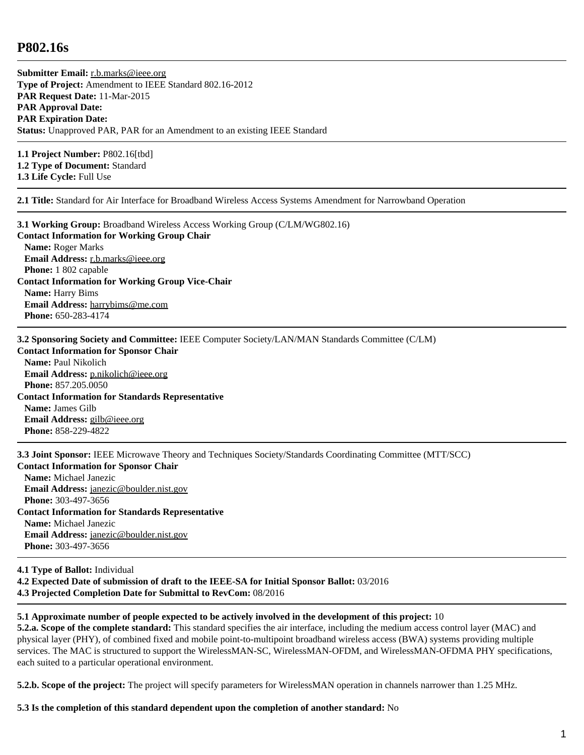# P802.16s

**Submitter Email:** r.b.marks@ieee.org
**Type of Project:** Amendment to IEEE Standard 802.16-2012
**PAR Request Date:** 11-Mar-2015
**PAR Approval Date:**
**PAR Expiration Date:**
**Status:** Unapproved PAR, PAR for an Amendment to an existing IEEE Standard

---

**1.1 Project Number:** P802.16[tbd]
**1.2 Type of Document:** Standard
**1.3 Life Cycle:** Full Use

---

**2.1 Title:** Standard for Air Interface for Broadband Wireless Access Systems Amendment for Narrowband Operation

---

**3.1 Working Group:** Broadband Wireless Access Working Group (C/LM/WG802.16)
**Contact Information for Working Group Chair**
**Name:** Roger Marks
**Email Address:** r.b.marks@ieee.org
**Phone:** 1 802 capable
**Contact Information for Working Group Vice-Chair**
**Name:** Harry Bims
**Email Address:** harrybims@me.com
**Phone:** 650-283-4174

---

**3.2 Sponsoring Society and Committee:** IEEE Computer Society/LAN/MAN Standards Committee (C/LM)
**Contact Information for Sponsor Chair**
**Name:** Paul Nikolich
**Email Address:** p.nikolich@ieee.org
**Phone:** 857.205.0050
**Contact Information for Standards Representative**
**Name:** James Gilb
**Email Address:** gilb@ieee.org
**Phone:** 858-229-4822

---

**3.3 Joint Sponsor:** IEEE Microwave Theory and Techniques Society/Standards Coordinating Committee (MTT/SCC)
**Contact Information for Sponsor Chair**
**Name:** Michael Janezic
**Email Address:** janezic@boulder.nist.gov
**Phone:** 303-497-3656
**Contact Information for Standards Representative**
**Name:** Michael Janezic
**Email Address:** janezic@boulder.nist.gov
**Phone:** 303-497-3656

---

**4.1 Type of Ballot:** Individual
**4.2 Expected Date of submission of draft to the IEEE-SA for Initial Sponsor Ballot:** 03/2016
**4.3 Projected Completion Date for Submittal to RevCom:** 08/2016

---

**5.1 Approximate number of people expected to be actively involved in the development of this project:** 10
**5.2.a. Scope of the complete standard:** This standard specifies the air interface, including the medium access control layer (MAC) and physical layer (PHY), of combined fixed and mobile point-to-multipoint broadband wireless access (BWA) systems providing multiple services. The MAC is structured to support the WirelessMAN-SC, WirelessMAN-OFDM, and WirelessMAN-OFDMA PHY specifications, each suited to a particular operational environment.

**5.2.b. Scope of the project:** The project will specify parameters for WirelessMAN operation in channels narrower than 1.25 MHz.

**5.3 Is the completion of this standard dependent upon the completion of another standard:** No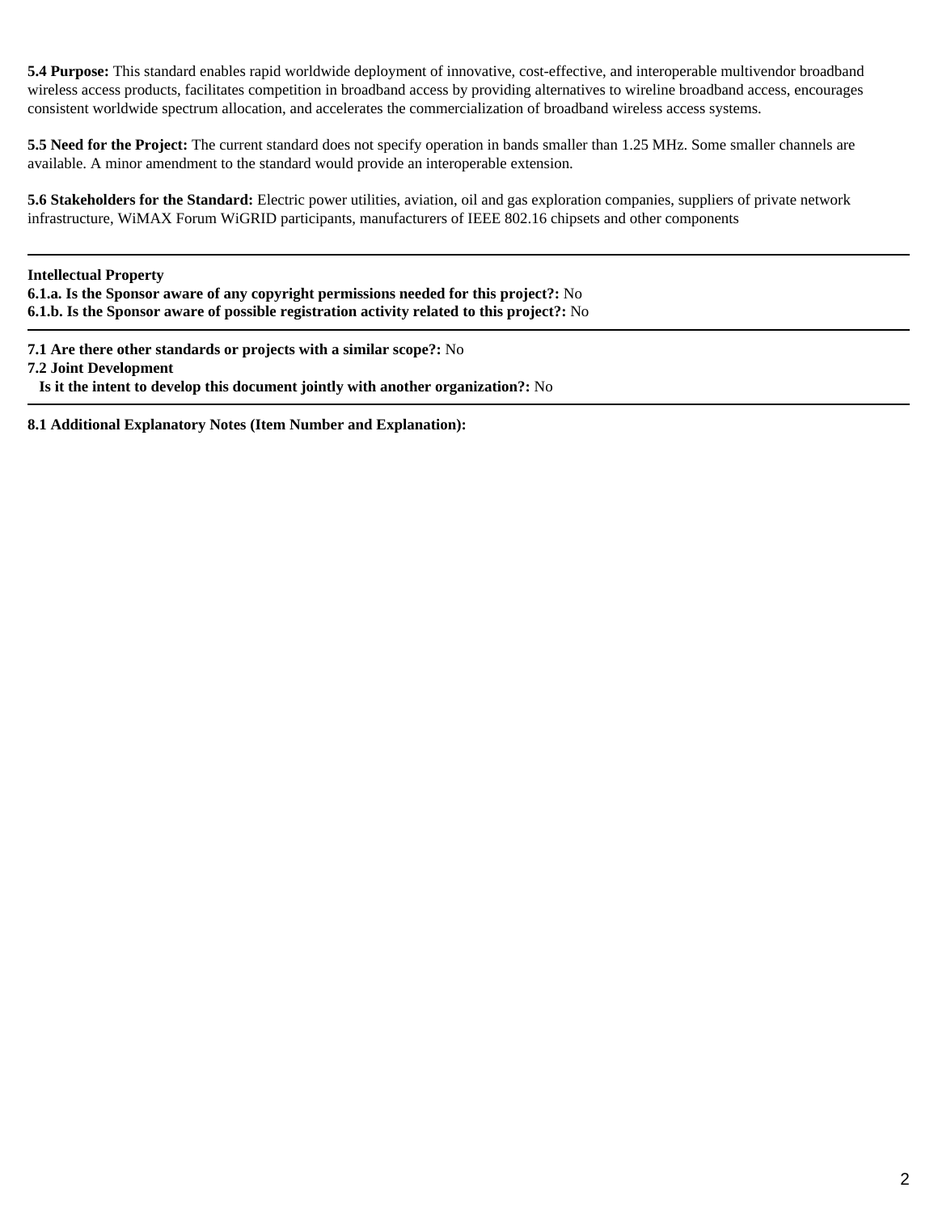**5.4 Purpose:** This standard enables rapid worldwide deployment of innovative, cost-effective, and interoperable multivendor broadband wireless access products, facilitates competition in broadband access by providing alternatives to wireline broadband access, encourages consistent worldwide spectrum allocation, and accelerates the commercialization of broadband wireless access systems.

**5.5 Need for the Project:** The current standard does not specify operation in bands smaller than 1.25 MHz. Some smaller channels are available. A minor amendment to the standard would provide an interoperable extension.

**5.6 Stakeholders for the Standard:** Electric power utilities, aviation, oil and gas exploration companies, suppliers of private network infrastructure, WiMAX Forum WiGRID participants, manufacturers of IEEE 802.16 chipsets and other components

---

**Intellectual Property**
**6.1.a. Is the Sponsor aware of any copyright permissions needed for this project?:** No
**6.1.b. Is the Sponsor aware of possible registration activity related to this project?:** No

---

**7.1 Are there other standards or projects with a similar scope?:** No
**7.2 Joint Development**
**Is it the intent to develop this document jointly with another organization?:** No

---

**8.1 Additional Explanatory Notes (Item Number and Explanation):**